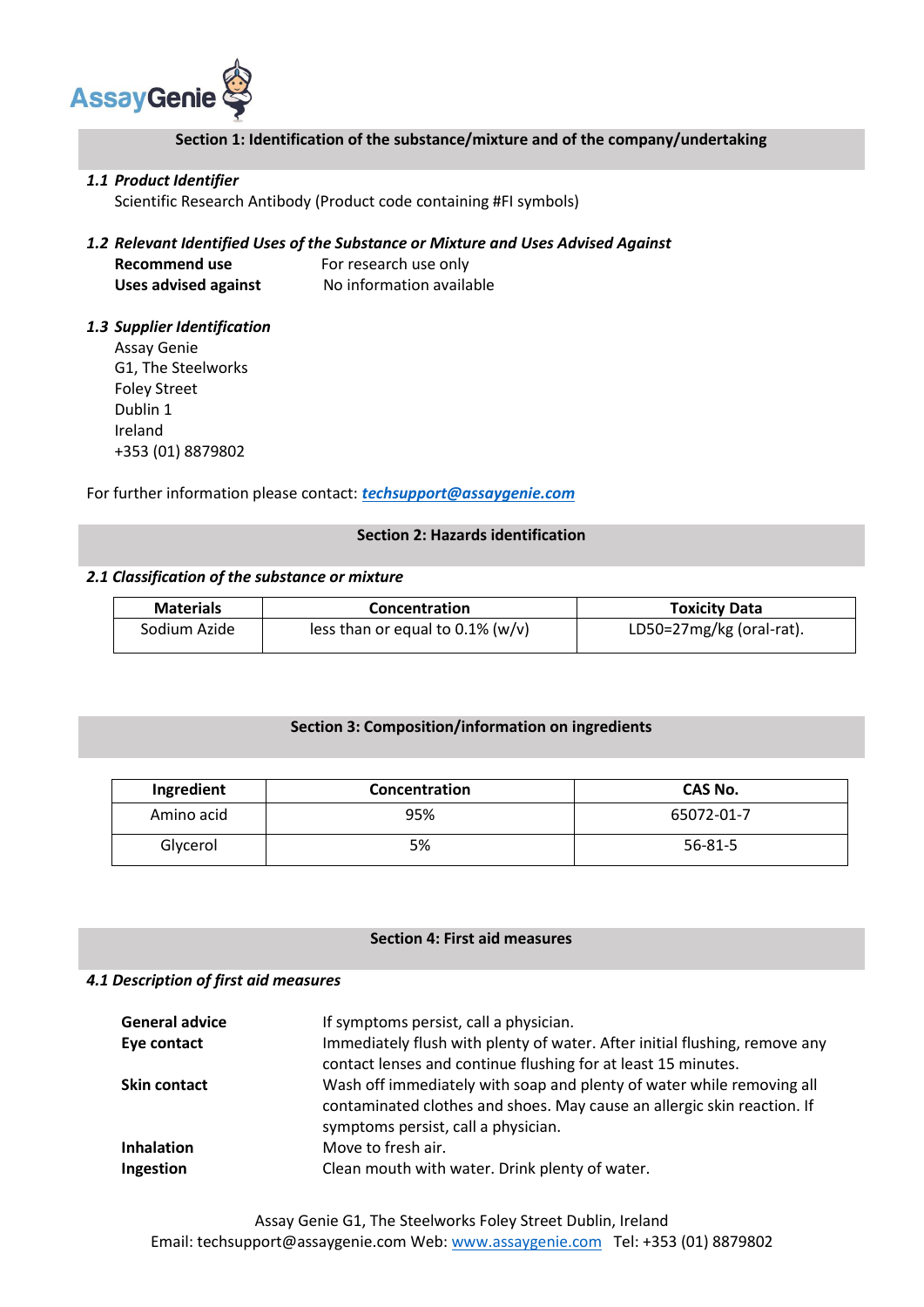## Section 1: Identification of the substance/mixture and of the company/undertaking

### *1.1 Product Identifier*

Scientific Research Antibody (Product code containing #FI symbols)

### *1.2 Relevant Identified Uses of the Substance or Mixture and Uses Advised Against*

**Recommend use** For research use only

**Uses advised against** No information available

### *1.3 Supplier Identification*

Assay Genie
G1, The Steelworks
Foley Street
Dublin 1
Ireland
+353 (01) 8879802

For further information please contact: ***techsupport@assaygenie.com***

## Section 2: Hazards identification

### *2.1 Classification of the substance or mixture*

| Materials | Concentration | Toxicity Data |
|---|---|---|
| Sodium Azide | less than or equal to 0.1% (w/v) | LD50=27mg/kg (oral-rat). |

## Section 3: Composition/information on ingredients

| Ingredient | Concentration | CAS No. |
|---|---|---|
| Amino acid | 95% | 65072-01-7 |
| Glycerol | 5% | 56-81-5 |

## Section 4: First aid measures

### *4.1 Description of first aid measures*

**General advice** If symptoms persist, call a physician.

**Eye contact** Immediately flush with plenty of water. After initial flushing, remove any contact lenses and continue flushing for at least 15 minutes.

**Skin contact** Wash off immediately with soap and plenty of water while removing all contaminated clothes and shoes. May cause an allergic skin reaction. If symptoms persist, call a physician.

**Inhalation** Move to fresh air.

**Ingestion** Clean mouth with water. Drink plenty of water.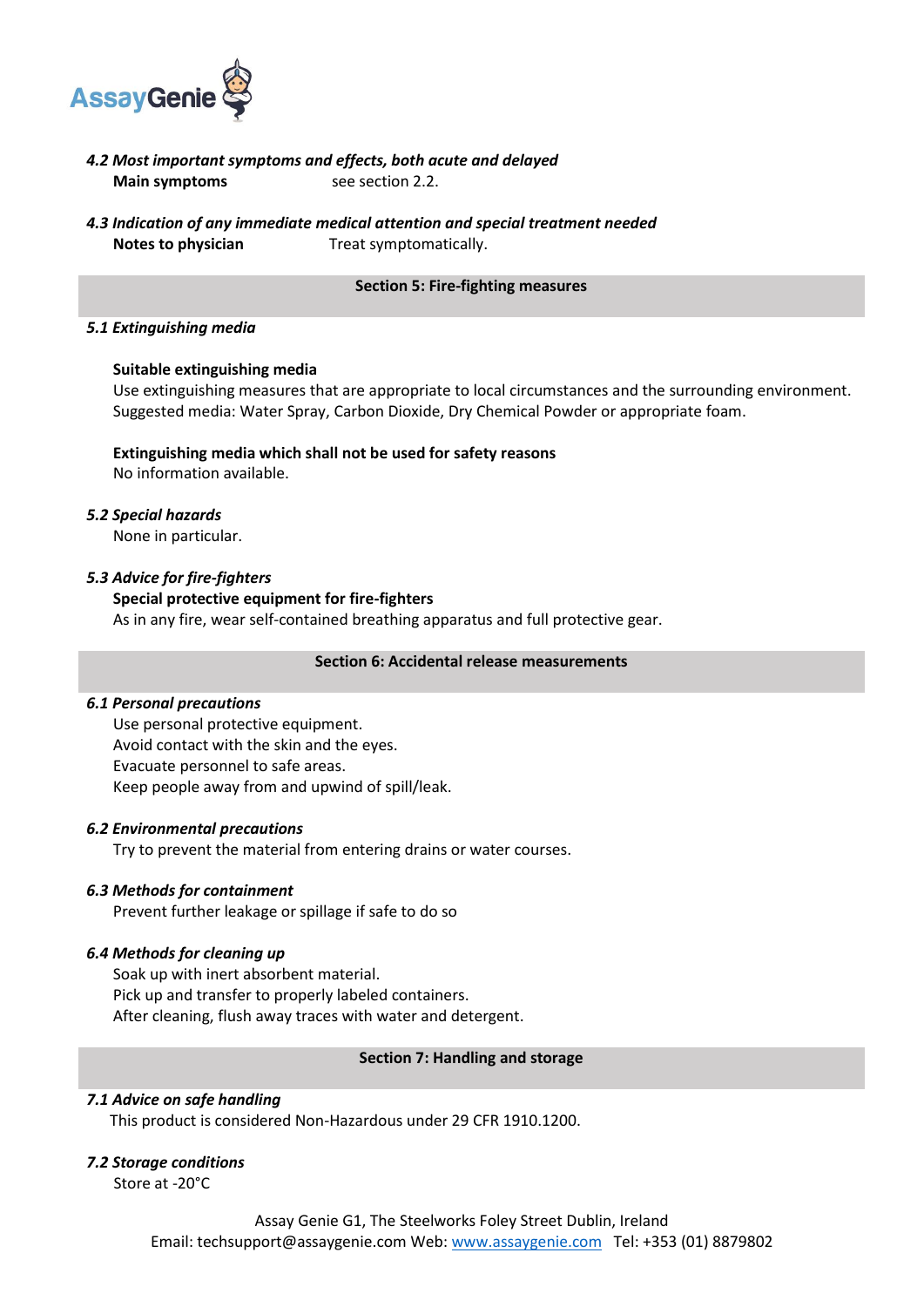### *4.2 Most important symptoms and effects, both acute and delayed*

**Main symptoms** see section 2.2.

### *4.3 Indication of any immediate medical attention and special treatment needed*

**Notes to physician** Treat symptomatically.

## Section 5: Fire-fighting measures

### *5.1 Extinguishing media*

**Suitable extinguishing media**

Use extinguishing measures that are appropriate to local circumstances and the surrounding environment. Suggested media: Water Spray, Carbon Dioxide, Dry Chemical Powder or appropriate foam.

**Extinguishing media which shall not be used for safety reasons**

No information available.

### *5.2 Special hazards*

None in particular.

### *5.3 Advice for fire-fighters*

**Special protective equipment for fire-fighters**

As in any fire, wear self-contained breathing apparatus and full protective gear.

## Section 6: Accidental release measurements

### *6.1 Personal precautions*

Use personal protective equipment.
Avoid contact with the skin and the eyes.
Evacuate personnel to safe areas.
Keep people away from and upwind of spill/leak.

### *6.2 Environmental precautions*

Try to prevent the material from entering drains or water courses.

### *6.3 Methods for containment*

Prevent further leakage or spillage if safe to do so

### *6.4 Methods for cleaning up*

Soak up with inert absorbent material.
Pick up and transfer to properly labeled containers.
After cleaning, flush away traces with water and detergent.

## Section 7: Handling and storage

### *7.1 Advice on safe handling*

This product is considered Non-Hazardous under 29 CFR 1910.1200.

### *7.2 Storage conditions*

Store at -20°C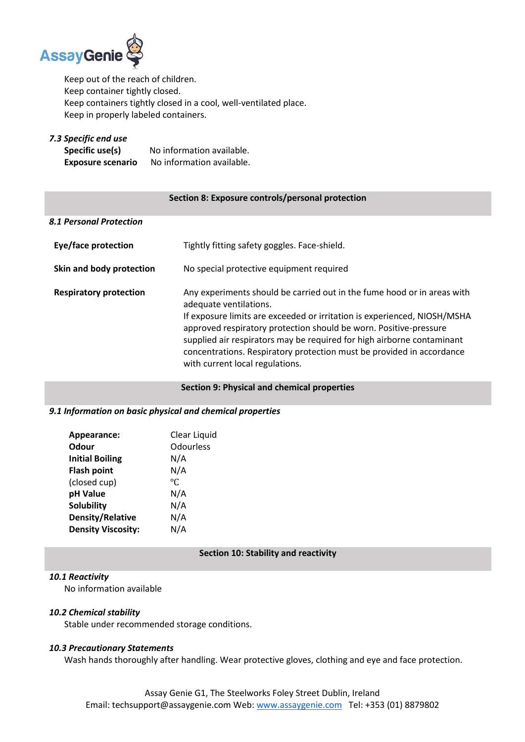Keep out of the reach of children.
Keep container tightly closed.
Keep containers tightly closed in a cool, well-ventilated place.
Keep in properly labeled containers.

### *7.3 Specific end use*

**Specific use(s)** No information available.
**Exposure scenario** No information available.

## Section 8: Exposure controls/personal protection

### *8.1 Personal Protection*

| | |
|---|---|
| **Eye/face protection** | Tightly fitting safety goggles. Face-shield. |
| **Skin and body protection** | No special protective equipment required |
| **Respiratory protection** | Any experiments should be carried out in the fume hood or in areas with adequate ventilations. If exposure limits are exceeded or irritation is experienced, NIOSH/MSHA approved respiratory protection should be worn. Positive-pressure supplied air respirators may be required for high airborne contaminant concentrations. Respiratory protection must be provided in accordance with current local regulations. |

## Section 9: Physical and chemical properties

### *9.1 Information on basic physical and chemical properties*

| | |
|---|---|
| **Appearance:** | Clear Liquid |
| **Odour** | Odourless |
| **Initial Boiling** | N/A |
| **Flash point** | N/A |
| (closed cup) | ℃ |
| **pH Value** | N/A |
| **Solubility** | N/A |
| **Density/Relative** | N/A |
| **Density Viscosity:** | N/A |

## Section 10: Stability and reactivity

### *10.1 Reactivity*

No information available

### *10.2 Chemical stability*

Stable under recommended storage conditions.

### *10.3 Precautionary Statements*

Wash hands thoroughly after handling. Wear protective gloves, clothing and eye and face protection.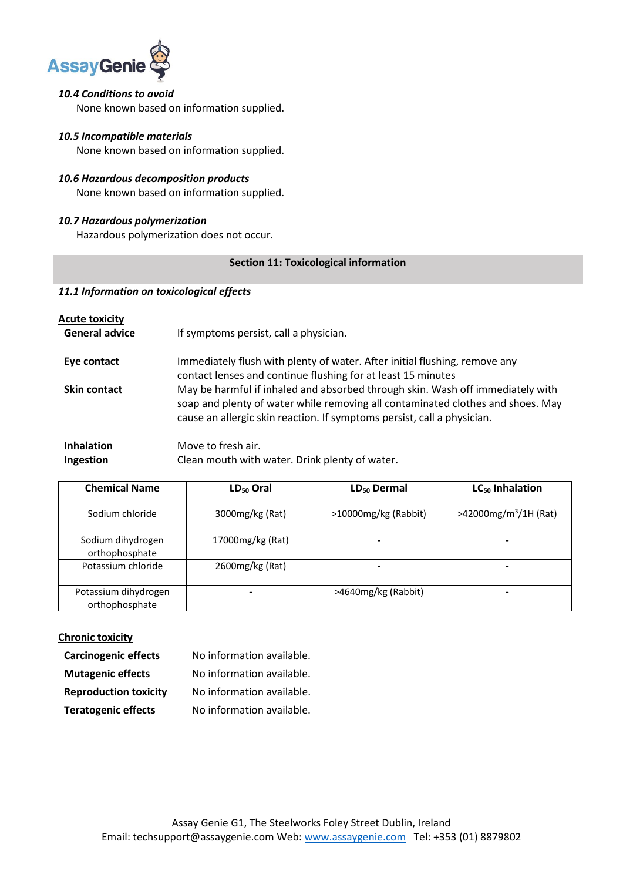### *10.4 Conditions to avoid*

None known based on information supplied.

### *10.5 Incompatible materials*

None known based on information supplied.

### *10.6 Hazardous decomposition products*

None known based on information supplied.

### *10.7 Hazardous polymerization*

Hazardous polymerization does not occur.

## Section 11: Toxicological information

### *11.1 Information on toxicological effects*

**Acute toxicity**

**General advice** If symptoms persist, call a physician.

**Eye contact** Immediately flush with plenty of water. After initial flushing, remove any contact lenses and continue flushing for at least 15 minutes

**Skin contact** May be harmful if inhaled and absorbed through skin. Wash off immediately with soap and plenty of water while removing all contaminated clothes and shoes. May cause an allergic skin reaction. If symptoms persist, call a physician.

**Inhalation** Move to fresh air.

**Ingestion** Clean mouth with water. Drink plenty of water.

| Chemical Name | $LD_{50}$ Oral | $LD_{50}$ Dermal | $LC_{50}$ Inhalation |
|---|---|---|---|
| Sodium chloride | 3000mg/kg (Rat) | >10000mg/kg (Rabbit) | >42000mg/$m^3$/1H (Rat) |
| Sodium dihydrogen orthophosphate | 17000mg/kg (Rat) | - | - |
| Potassium chloride | 2600mg/kg (Rat) | - | - |
| Potassium dihydrogen orthophosphate | - | >4640mg/kg (Rabbit) | - |

**Chronic toxicity**

**Carcinogenic effects** No information available.

**Mutagenic effects** No information available.

**Reproduction toxicity** No information available.

**Teratogenic effects** No information available.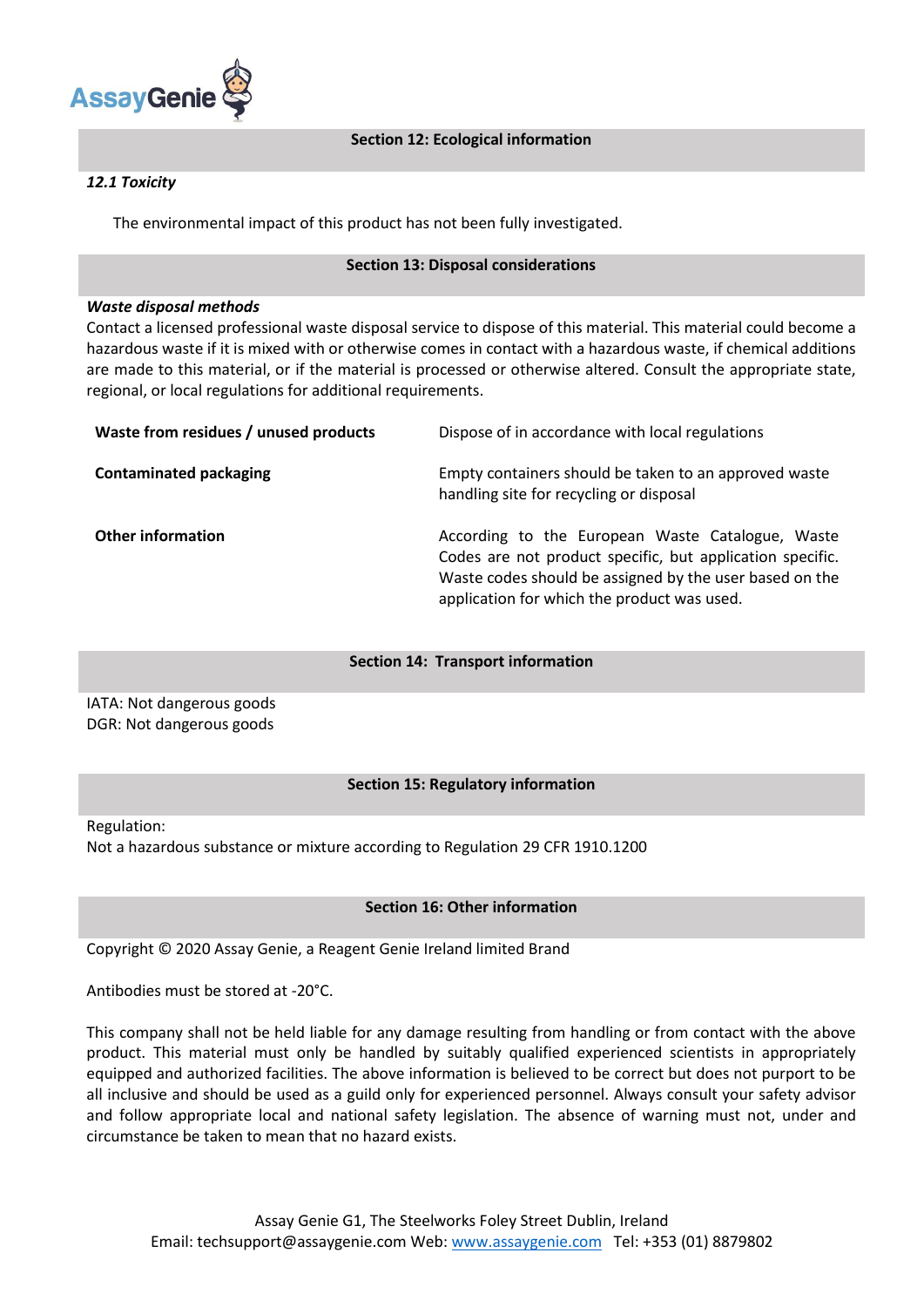## Section 12: Ecological information

### *12.1 Toxicity*

The environmental impact of this product has not been fully investigated.

## Section 13: Disposal considerations

***Waste disposal methods***

Contact a licensed professional waste disposal service to dispose of this material. This material could become a hazardous waste if it is mixed with or otherwise comes in contact with a hazardous waste, if chemical additions are made to this material, or if the material is processed or otherwise altered. Consult the appropriate state, regional, or local regulations for additional requirements.

| | |
|---|---|
| **Waste from residues / unused products** | Dispose of in accordance with local regulations |
| **Contaminated packaging** | Empty containers should be taken to an approved waste handling site for recycling or disposal |
| **Other information** | According to the European Waste Catalogue, Waste Codes are not product specific, but application specific. Waste codes should be assigned by the user based on the application for which the product was used. |

## Section 14: Transport information

IATA: Not dangerous goods
DGR: Not dangerous goods

## Section 15: Regulatory information

Regulation:
Not a hazardous substance or mixture according to Regulation 29 CFR 1910.1200

## Section 16: Other information

Copyright © 2020 Assay Genie, a Reagent Genie Ireland limited Brand

Antibodies must be stored at -20°C.

This company shall not be held liable for any damage resulting from handling or from contact with the above product. This material must only be handled by suitably qualified experienced scientists in appropriately equipped and authorized facilities. The above information is believed to be correct but does not purport to be all inclusive and should be used as a guild only for experienced personnel. Always consult your safety advisor and follow appropriate local and national safety legislation. The absence of warning must not, under and circumstance be taken to mean that no hazard exists.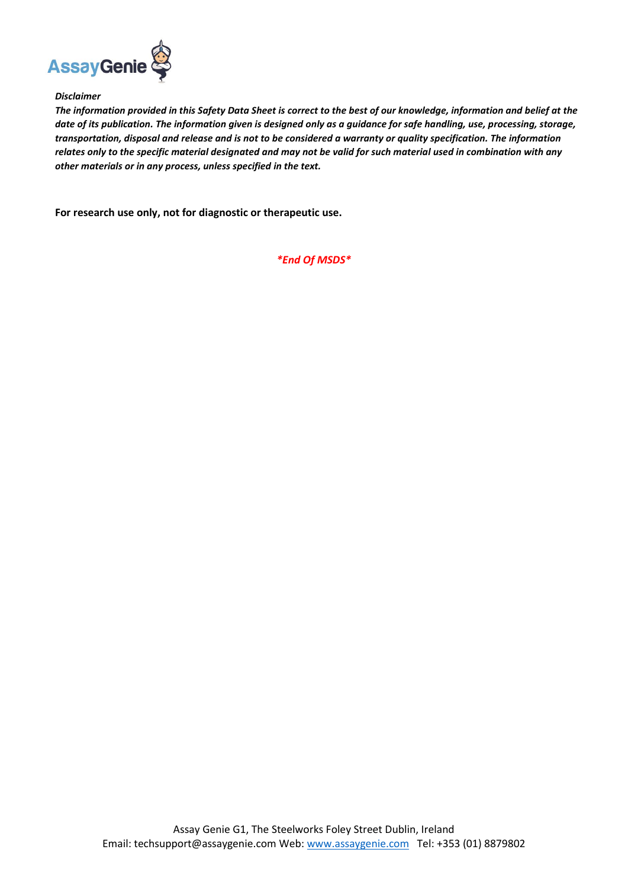***Disclaimer***

***The information provided in this Safety Data Sheet is correct to the best of our knowledge, information and belief at the date of its publication. The information given is designed only as a guidance for safe handling, use, processing, storage, transportation, disposal and release and is not to be considered a warranty or quality specification. The information relates only to the specific material designated and may not be valid for such material used in combination with any other materials or in any process, unless specified in the text.***

**For research use only, not for diagnostic or therapeutic use.**

*\*End Of MSDS\**